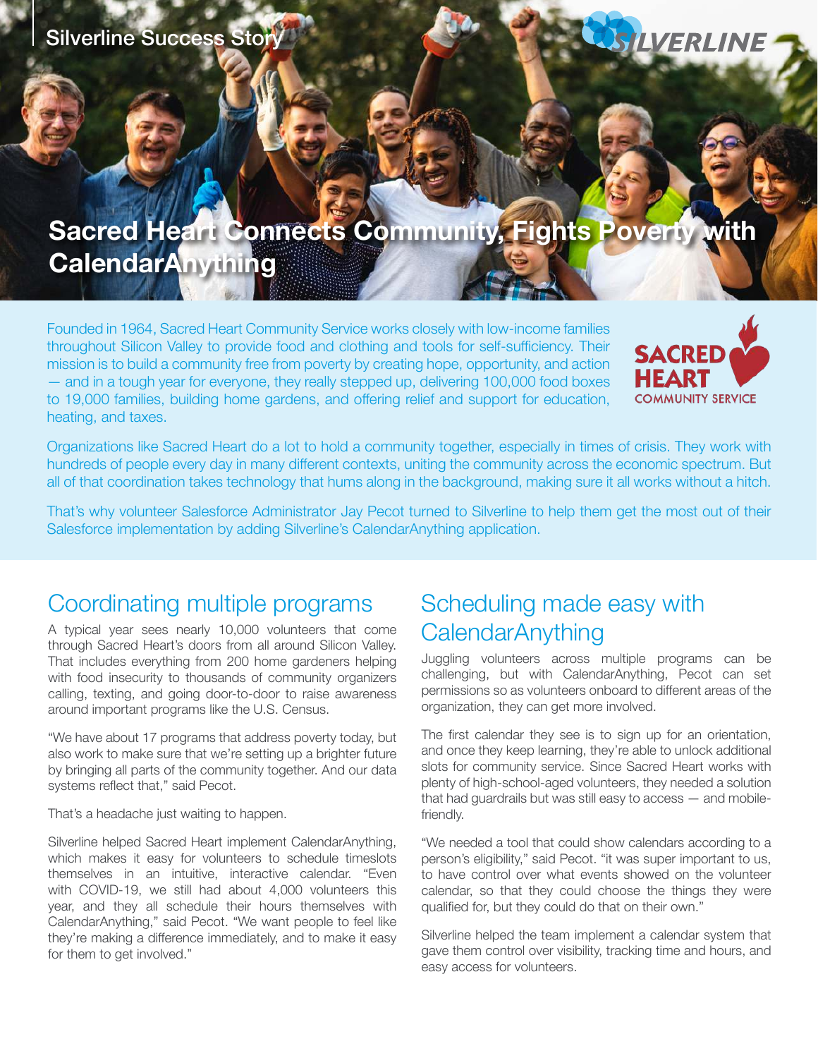Silverline Success Story

# Sacred Heart Connects Community, Fights Poverty with CalendarAnything

Founded in 1964, Sacred Heart Community Service works closely with low-income families throughout Silicon Valley to provide food and clothing and tools for self-sufficiency. Their mission is to build a community free from poverty by creating hope, opportunity, and action — and in a tough year for everyone, they really stepped up, delivering 100,000 food boxes to 19,000 families, building home gardens, and offering relief and support for education, heating, and taxes.

Organizations like Sacred Heart do a lot to hold a community together, especially in times of crisis. They work with hundreds of people every day in many different contexts, uniting the community across the economic spectrum. But all of that coordination takes technology that hums along in the background, making sure it all works without a hitch.

That's why volunteer Salesforce Administrator Jay Pecot turned to Silverline to help them get the most out of their Salesforce implementation by adding Silverline's CalendarAnything application.

## Coordinating multiple programs

A typical year sees nearly 10,000 volunteers that come through Sacred Heart's doors from all around Silicon Valley. That includes everything from 200 home gardeners helping with food insecurity to thousands of community organizers calling, texting, and going door-to-door to raise awareness around important programs like the U.S. Census.

"We have about 17 programs that address poverty today, but also work to make sure that we're setting up a brighter future by bringing all parts of the community together. And our data systems reflect that," said Pecot.

That's a headache just waiting to happen.

Silverline helped Sacred Heart implement CalendarAnything, which makes it easy for volunteers to schedule timeslots themselves in an intuitive, interactive calendar. "Even with COVID-19, we still had about 4,000 volunteers this year, and they all schedule their hours themselves with CalendarAnything," said Pecot. "We want people to feel like they're making a difference immediately, and to make it easy for them to get involved."

## Scheduling made easy with CalendarAnything

Juggling volunteers across multiple programs can be challenging, but with CalendarAnything, Pecot can set permissions so as volunteers onboard to different areas of the organization, they can get more involved.

The first calendar they see is to sign up for an orientation, and once they keep learning, they're able to unlock additional slots for community service. Since Sacred Heart works with plenty of high-school-aged volunteers, they needed a solution that had guardrails but was still easy to access — and mobile-friendly.

"We needed a tool that could show calendars according to a person's eligibility," said Pecot. "it was super important to us, to have control over what events showed on the volunteer calendar, so that they could choose the things they were qualified for, but they could do that on their own."

Silverline helped the team implement a calendar system that gave them control over visibility, tracking time and hours, and easy access for volunteers.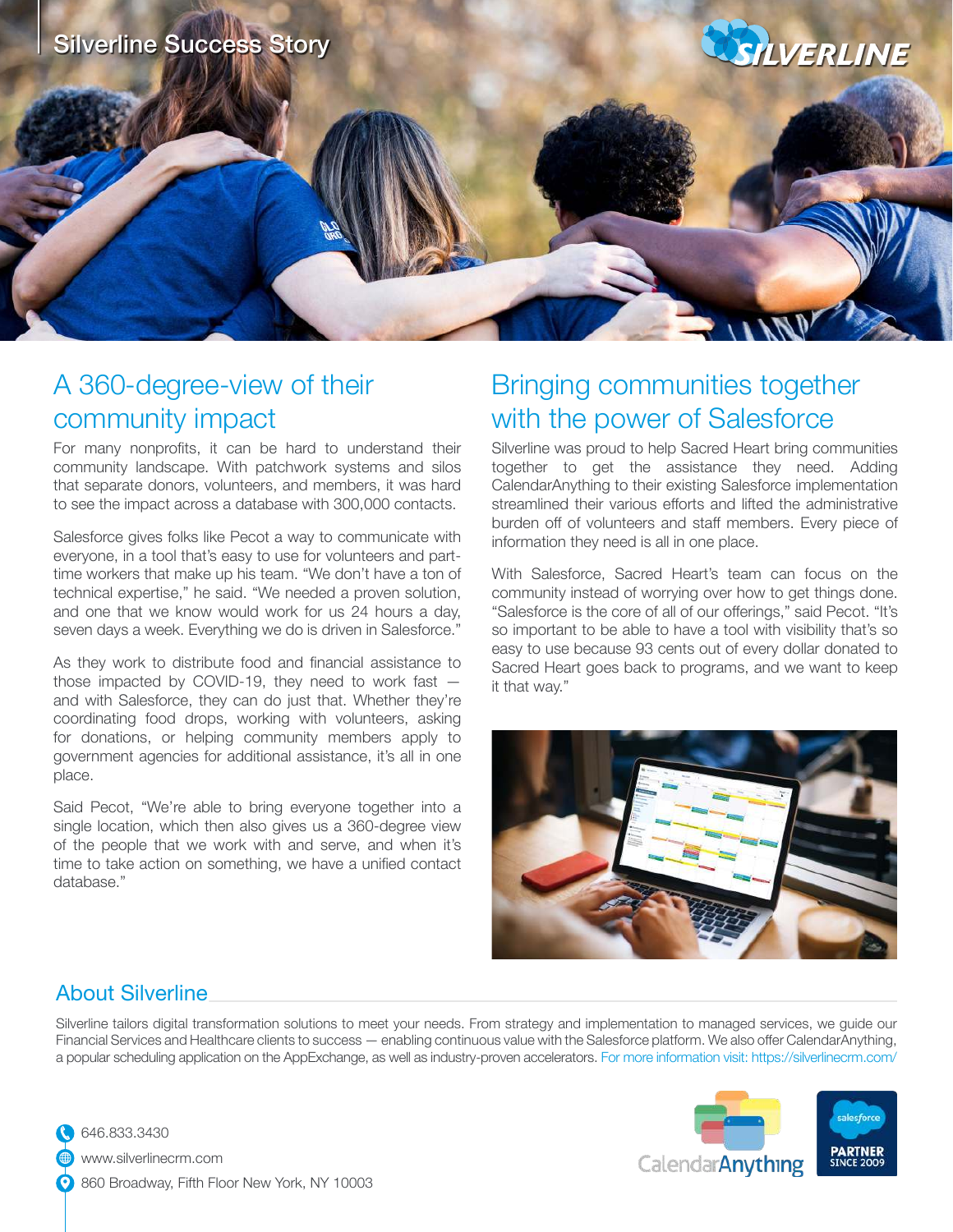Silverline Success Story

## A 360-degree-view of their community impact

For many nonprofits, it can be hard to understand their community landscape. With patchwork systems and silos that separate donors, volunteers, and members, it was hard to see the impact across a database with 300,000 contacts.

Salesforce gives folks like Pecot a way to communicate with everyone, in a tool that's easy to use for volunteers and part-time workers that make up his team. "We don't have a ton of technical expertise," he said. "We needed a proven solution, and one that we know would work for us 24 hours a day, seven days a week. Everything we do is driven in Salesforce."

As they work to distribute food and financial assistance to those impacted by COVID-19, they need to work fast — and with Salesforce, they can do just that. Whether they're coordinating food drops, working with volunteers, asking for donations, or helping community members apply to government agencies for additional assistance, it's all in one place.

Said Pecot, "We're able to bring everyone together into a single location, which then also gives us a 360-degree view of the people that we work with and serve, and when it's time to take action on something, we have a unified contact database."

## Bringing communities together with the power of Salesforce

Silverline was proud to help Sacred Heart bring communities together to get the assistance they need. Adding CalendarAnything to their existing Salesforce implementation streamlined their various efforts and lifted the administrative burden off of volunteers and staff members. Every piece of information they need is all in one place.

With Salesforce, Sacred Heart's team can focus on the community instead of worrying over how to get things done. "Salesforce is the core of all of our offerings," said Pecot. "It's so important to be able to have a tool with visibility that's so easy to use because 93 cents out of every dollar donated to Sacred Heart goes back to programs, and we want to keep it that way."

## About Silverline

Silverline tailors digital transformation solutions to meet your needs. From strategy and implementation to managed services, we guide our Financial Services and Healthcare clients to success — enabling continuous value with the Salesforce platform. We also offer CalendarAnything, a popular scheduling application on the AppExchange, as well as industry-proven accelerators. For more information visit: https://silverlinecrm.com/

646.833.3430

www.silverlinecrm.com

860 Broadway, Fifth Floor New York, NY 10003

CalendarAnything

salesforce PARTNER SINCE 2009